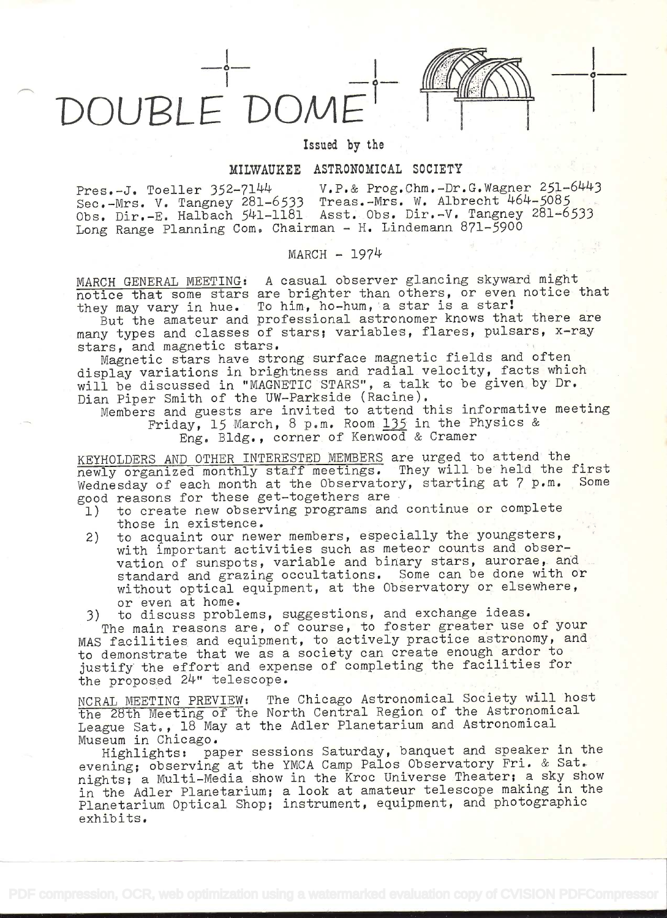# DOUBLE DOME

Issued by the

**MILWAUKEE ASTRONOMICAL SOCIETY**

Pres.-J. Toeller 352-7144 V.P.& Prog.Chm.-Dr.G.Wagner 251-6443
Sec.-Mrs. V. Tangney 281-6533 Treas.-Mrs. W. Albrecht 464-5085
Obs. Dir.-E. Halbach 541-1181 Asst. Obs. Dir.-V. Tangney 281-6533
Long Range Planning Com. Chairman - H. Lindemann 871-5900

MARCH - 1974

MARCH GENERAL MEETING: A casual observer glancing skyward might notice that some stars are brighter than others, or even notice that they may vary in hue. To him, ho-hum, a star is a star!

But the amateur and professional astronomer knows that there are many types and classes of stars; variables, flares, pulsars, x-ray stars, and magnetic stars.

Magnetic stars have strong surface magnetic fields and often display variations in brightness and radial velocity, facts which will be discussed in "MAGNETIC STARS", a talk to be given by Dr. Dian Piper Smith of the UW-Parkside (Racine).

Members and guests are invited to attend this informative meeting Friday, 15 March, 8 p.m. Room 135 in the Physics & Eng. Bldg., corner of Kenwood & Cramer

KEYHOLDERS AND OTHER INTERESTED MEMBERS are urged to attend the newly organized monthly staff meetings. They will be held the first Wednesday of each month at the Observatory, starting at 7 p.m. Some good reasons for these get-togethers are

1) to create new observing programs and continue or complete those in existence.
2) to acquaint our newer members, especially the youngsters, with important activities such as meteor counts and observation of sunspots, variable and binary stars, aurorae, and standard and grazing occultations. Some can be done with or without optical equipment, at the Observatory or elsewhere, or even at home.
3) to discuss problems, suggestions, and exchange ideas.

The main reasons are, of course, to foster greater use of your MAS facilities and equipment, to actively practice astronomy, and to demonstrate that we as a society can create enough ardor to justify the effort and expense of completing the facilities for the proposed 24" telescope.

NCRAL MEETING PREVIEW: The Chicago Astronomical Society will host the 28th Meeting of the North Central Region of the Astronomical League Sat., 18 May at the Adler Planetarium and Astronomical Museum in Chicago.

Highlights: paper sessions Saturday, banquet and speaker in the evening; observing at the YMCA Camp Palos Observatory Fri. & Sat. nights; a Multi-Media show in the Kroc Universe Theater; a sky show in the Adler Planetarium; a look at amateur telescope making in the Planetarium Optical Shop; instrument, equipment, and photographic exhibits.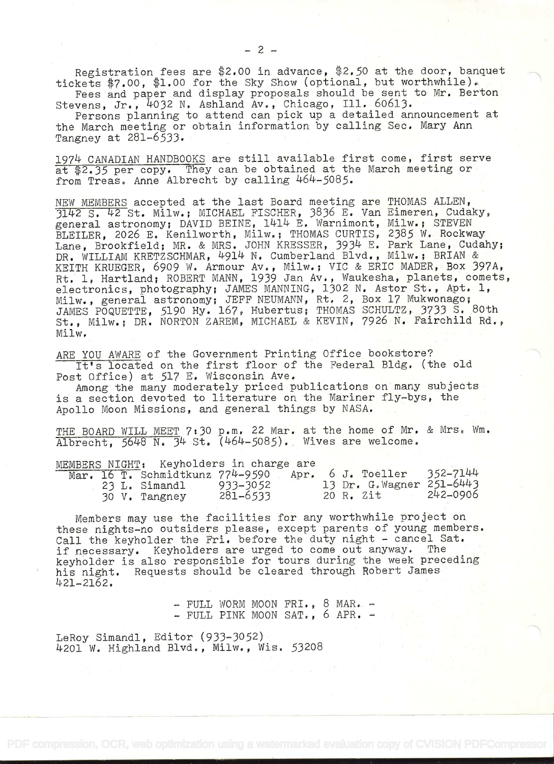Registration fees are $2.00 in advance, $2.50 at the door, banquet tickets $7.00, $1.00 for the Sky Show (optional, but worthwhile).

Fees and paper and display proposals should be sent to Mr. Berton Stevens, Jr., 4032 N. Ashland Av., Chicago, Ill. 60613.

Persons planning to attend can pick up a detailed announcement at the March meeting or obtain information by calling Sec. Mary Ann Tangney at 281-6533.

1974 CANADIAN HANDBOOKS are still available first come, first serve at $2.35 per copy. They can be obtained at the March meeting or from Treas. Anne Albrecht by calling 464-5085.

NEW MEMBERS accepted at the last Board meeting are THOMAS ALLEN, 3142 S. 42 St. Milw.; MICHAEL FISCHER, 3836 E. Van Eimeren, Cudaky, general astronomy; DAVID BEINE, 1414 E. Warnimont, Milw.; STEVEN BLEILER, 2026 E. Kenilworth, Milw.; THOMAS CURTIS, 2385 W. Rockway Lane, Brookfield; MR. & MRS. JOHN KRESSER, 3934 E. Park Lane, Cudahy; DR. WILLIAM KRETZSCHMAR, 4914 N. Cumberland Blvd., Milw.; BRIAN & KEITH KRUEGER, 6909 W. Armour Av., Milw.; VIC & ERIC MADER, Box 397A, Rt. 1, Hartland; ROBERT MANN, 1939 Jan Av., Waukesha, planets, comets, electronics, photography; JAMES MANNING, 1302 N. Astor St., Apt. 1, Milw., general astronomy; JEFF NEUMANN, Rt. 2, Box 17 Mukwonago; JAMES POQUETTE, 5190 Hy. 167, Hubertus; THOMAS SCHULTZ, 3733 S. 80th St., Milw.; DR. NORTON ZAREM, MICHAEL & KEVIN, 7926 N. Fairchild Rd., Milw.

ARE YOU AWARE of the Government Printing Office bookstore?

It's located on the first floor of the Federal Bldg. (the old Post Office) at 517 E. Wisconsin Ave.

Among the many moderately priced publications on many subjects is a section devoted to literature on the Mariner fly-bys, the Apollo Moon Missions, and general things by NASA.

THE BOARD WILL MEET 7:30 p.m. 22 Mar. at the home of Mr. & Mrs. Wm. Albrecht, 5648 N. 34 St. (464-5085). Wives are welcome.

MEMBERS NIGHT: Keyholders in charge are

| | | | | | |
|---|---|---|---|---|---|
| Mar. 16 | T. Schmidtkunz | 774-9590 | Apr. 6 | J. Toeller | 352-7144 |
| 23 | L. Simandl | 933-3052 | 13 | Dr. G. Wagner | 251-6443 |
| 30 | V. Tangney | 281-6533 | 20 | R. Zit | 242-0906 |

Members may use the facilities for any worthwhile project on these nights-no outsiders please, except parents of young members. Call the keyholder the Fri. before the duty night - cancel Sat. if necessary. Keyholders are urged to come out anyway. The keyholder is also responsible for tours during the week preceding his night. Requests should be cleared through Robert James 421-2162.

- FULL WORM MOON FRI., 8 MAR. -
- FULL PINK MOON SAT., 6 APR. -

LeRoy Simandl, Editor (933-3052)
4201 W. Highland Blvd., Milw., Wis. 53208